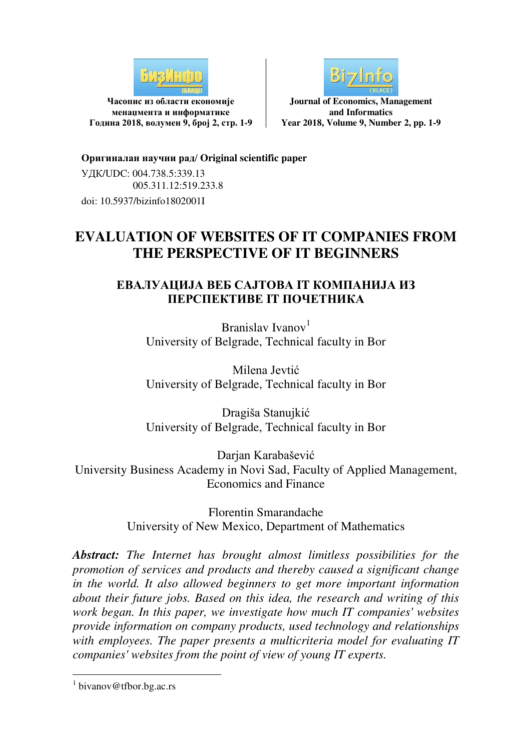**Часопис из области економије менаџмента и информатике**
**Година 2018, волумен 9, број 2, стр. 1-9**

**Journal of Economics, Management and Informatics**
**Year 2018, Volume 9, Number 2, pp. 1-9**

**Оригиналан научни рад/ Original scientific paper**

УДК/UDC: 004.738.5:339.13
005.311.12:519.233.8

doi: 10.5937/bizinfo1802001I

# EVALUATION OF WEBSITES OF IT COMPANIES FROM THE PERSPECTIVE OF IT BEGINNERS

## ЕВАЛУАЦИЈА ВЕБ САЈТОВА IT КОМПАНИЈА ИЗ ПЕРСПЕКТИВЕ IT ПОЧЕТНИКА

Branislav Ivanov[1]
University of Belgrade, Technical faculty in Bor

Milena Jevtić
University of Belgrade, Technical faculty in Bor

Dragiša Stanujkić
University of Belgrade, Technical faculty in Bor

Darjan Karabašević
University Business Academy in Novi Sad, Faculty of Applied Management, Economics and Finance

Florentin Smarandache
University of New Mexico, Department of Mathematics

***Abstract:*** *The Internet has brought almost limitless possibilities for the promotion of services and products and thereby caused a significant change in the world. It also allowed beginners to get more important information about their future jobs. Based on this idea, the research and writing of this work began. In this paper, we investigate how much IT companies' websites provide information on company products, used technology and relationships with employees. The paper presents a multicriteria model for evaluating IT companies' websites from the point of view of young IT experts.*

---

[1] bivanov@tfbor.bg.ac.rs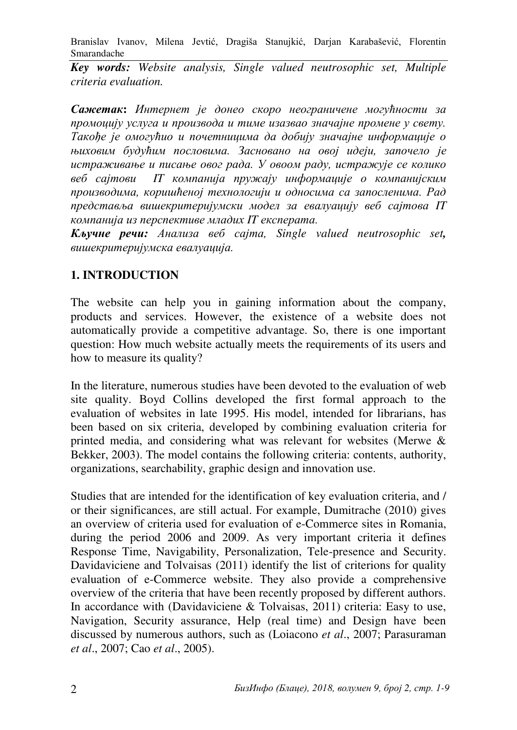***Key words:*** *Website analysis, Single valued neutrosophic set, Multiple criteria evaluation.*

***Сажетак*:** *Интернет је донео скоро неограничене могућности за промоцију услуга и производа и тиме изазвао значајне промене у свету. Такође је омогућио и почетницима да добију значајне информације о њиховим будућим пословима. Засновано на овој идеји, започело је истраживање и писање овог рада. У овоом раду, истражује се колико веб сајтови IT компанија пружају информације о компанијским производима, коришћеној технологији и односима са запосленима. Рад представља вишекритеријумски модел за евалуацију веб сајтова IT компанија из перспективе младих IT експерата.*

***Кључне речи:*** *Анализа веб сајта, Single valued neutrosophic set,* *вишекритеријумска евалуација.*

## 1. INTRODUCTION

The website can help you in gaining information about the company, products and services. However, the existence of a website does not automatically provide a competitive advantage. So, there is one important question: How much website actually meets the requirements of its users and how to measure its quality?

In the literature, numerous studies have been devoted to the evaluation of web site quality. Boyd Collins developed the first formal approach to the evaluation of websites in late 1995. His model, intended for librarians, has been based on six criteria, developed by combining evaluation criteria for printed media, and considering what was relevant for websites (Merwe & Bekker, 2003). The model contains the following criteria: contents, authority, organizations, searchability, graphic design and innovation use.

Studies that are intended for the identification of key evaluation criteria, and / or their significances, are still actual. For example, Dumitrache (2010) gives an overview of criteria used for evaluation of e-Commerce sites in Romania, during the period 2006 and 2009. As very important criteria it defines Response Time, Navigability, Personalization, Tele-presence and Security. Davidaviciene and Tolvaisas (2011) identify the list of criterions for quality evaluation of e-Commerce website. They also provide a comprehensive overview of the criteria that have been recently proposed by different authors. In accordance with (Davidaviciene & Tolvaisas, 2011) criteria: Easy to use, Navigation, Security assurance, Help (real time) and Design have been discussed by numerous authors, such as (Loiacono *et al*., 2007; Parasuraman *et al*., 2007; Cao *et al*., 2005).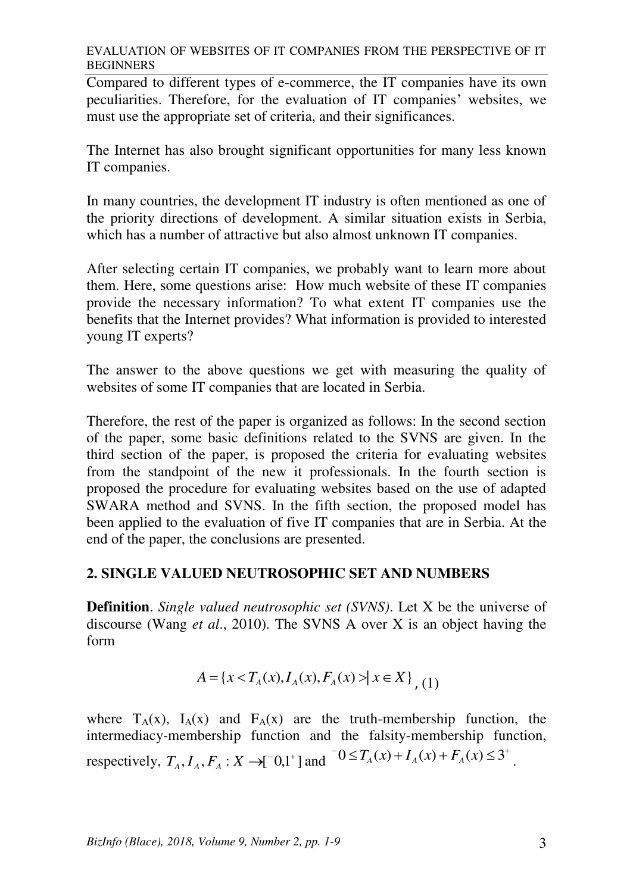Compared to different types of e-commerce, the IT companies have its own peculiarities. Therefore, for the evaluation of IT companies' websites, we must use the appropriate set of criteria, and their significances.

The Internet has also brought significant opportunities for many less known IT companies.

In many countries, the development IT industry is often mentioned as one of the priority directions of development. A similar situation exists in Serbia, which has a number of attractive but also almost unknown IT companies.

After selecting certain IT companies, we probably want to learn more about them. Here, some questions arise: How much website of these IT companies provide the necessary information? To what extent IT companies use the benefits that the Internet provides? What information is provided to interested young IT experts?

The answer to the above questions we get with measuring the quality of websites of some IT companies that are located in Serbia.

Therefore, the rest of the paper is organized as follows: In the second section of the paper, some basic definitions related to the SVNS are given. In the third section of the paper, is proposed the criteria for evaluating websites from the standpoint of the new it professionals. In the fourth section is proposed the procedure for evaluating websites based on the use of adapted SWARA method and SVNS. In the fifth section, the proposed model has been applied to the evaluation of five IT companies that are in Serbia. At the end of the paper, the conclusions are presented.

## 2. SINGLE VALUED NEUTROSOPHIC SET AND NUMBERS

**Definition**. *Single valued neutrosophic set (SVNS)*. Let X be the universe of discourse (Wang *et al*., 2010). The SVNS A over X is an object having the form

$$A = \{x < T_A(x), I_A(x), F_A(x) > | \, x \in X\}, \quad (1)$$

where $T_A(x)$, $I_A(x)$ and $F_A(x)$ are the truth-membership function, the intermediacy-membership function and the falsity-membership function, respectively, $T_A, I_A, F_A : X \to [^-0, 1^+]$ and $^-0 \le T_A(x) + I_A(x) + F_A(x) \le 3^+$.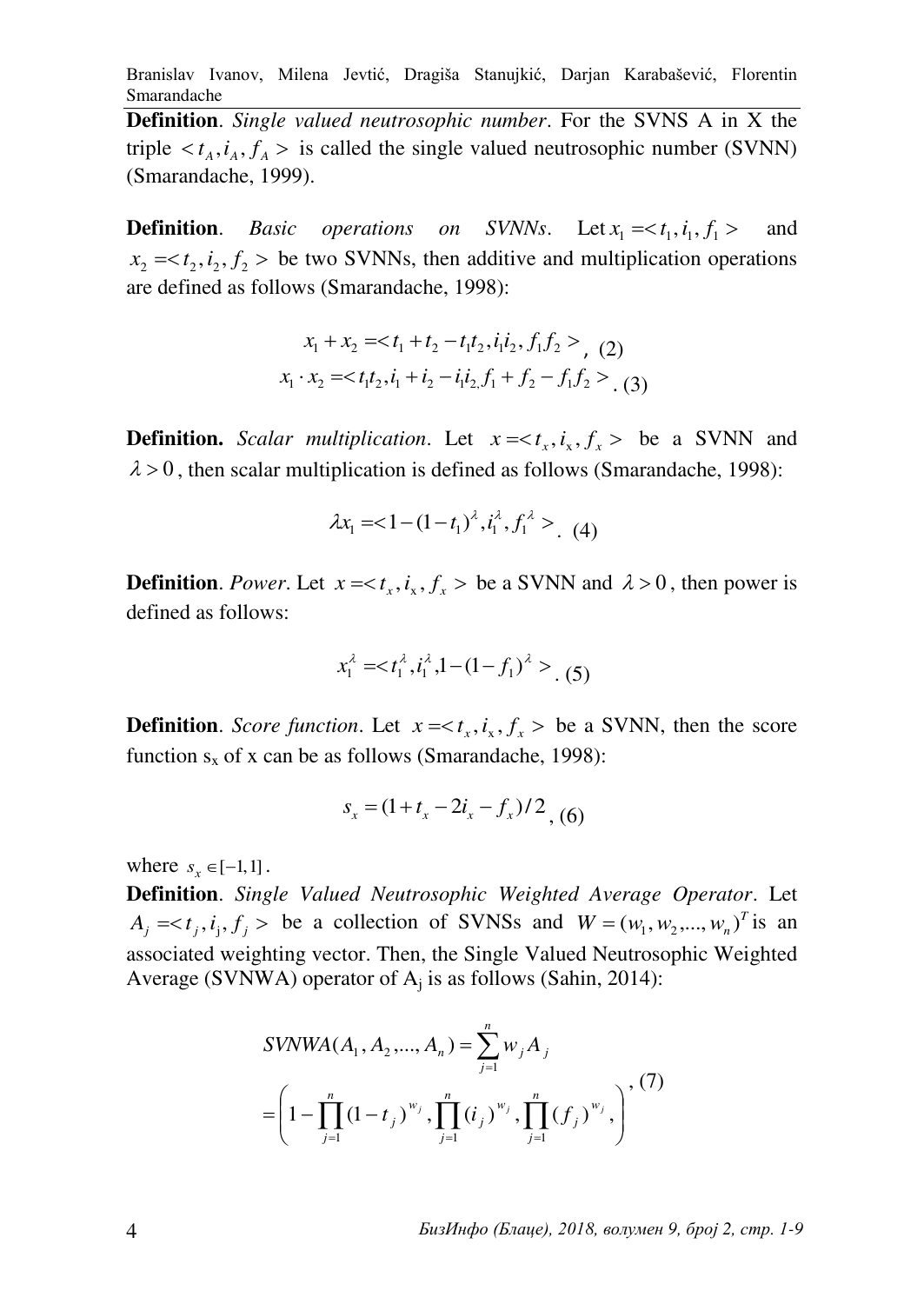**Definition**. *Single valued neutrosophic number*. For the SVNS A in X the triple $< t_A, i_A, f_A >$ is called the single valued neutrosophic number (SVNN) (Smarandache, 1999).

**Definition**. *Basic operations on SVNNs*. Let $x_1 =< t_1, i_1, f_1 >$ and $x_2 =< t_2, i_2, f_2 >$ be two SVNNs, then additive and multiplication operations are defined as follows (Smarandache, 1998):

$$x_1 + x_2 =< t_1 + t_2 - t_1 t_2, i_1 i_2, f_1 f_2 >, \quad (2)$$

$$x_1 \cdot x_2 =< t_1 t_2, i_1 + i_2 - i_1 i_2, f_1 + f_2 - f_1 f_2 >. \quad (3)$$

**Definition.** *Scalar multiplication*. Let $x =< t_x, i_x, f_x >$ be a SVNN and $\lambda > 0$, then scalar multiplication is defined as follows (Smarandache, 1998):

$$\lambda x_1 =< 1 - (1 - t_1)^\lambda, i_1^\lambda, f_1^\lambda >. \quad (4)$$

**Definition**. *Power*. Let $x =< t_x, i_x, f_x >$ be a SVNN and $\lambda > 0$, then power is defined as follows:

$$x_1^\lambda =< t_1^\lambda, i_1^\lambda, 1 - (1 - f_1)^\lambda >. \quad (5)$$

**Definition**. *Score function*. Let $x =< t_x, i_x, f_x >$ be a SVNN, then the score function $s_x$ of x can be as follows (Smarandache, 1998):

$$s_x = (1 + t_x - 2i_x - f_x)/2, \quad (6)$$

where $s_x \in [-1, 1]$.

**Definition**. *Single Valued Neutrosophic Weighted Average Operator*. Let $A_j =< t_j, i_j, f_j >$ be a collection of SVNSs and $W = (w_1, w_2, ..., w_n)^T$ is an associated weighting vector. Then, the Single Valued Neutrosophic Weighted Average (SVNWA) operator of $A_j$ is as follows (Sahin, 2014):

$$SVNWA(A_1, A_2, ..., A_n) = \sum_{j=1}^{n} w_j A_j = \left( 1 - \prod_{j=1}^{n} (1 - t_j)^{w_j}, \prod_{j=1}^{n} (i_j)^{w_j}, \prod_{j=1}^{n} (f_j)^{w_j}, \right), \quad (7)$$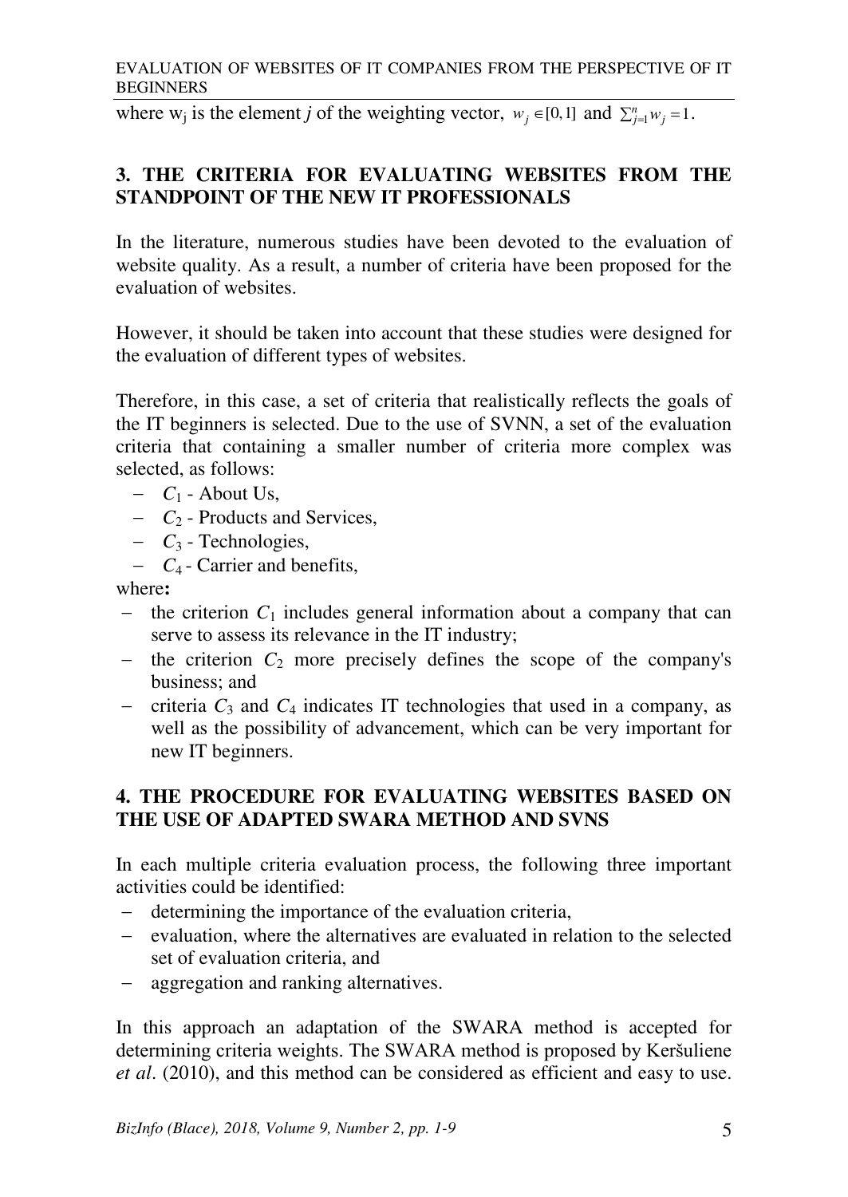where $w_j$ is the element $j$ of the weighting vector, $w_j \in [0,1]$ and $\sum_{j=1}^{n} w_j = 1$.

## 3. THE CRITERIA FOR EVALUATING WEBSITES FROM THE STANDPOINT OF THE NEW IT PROFESSIONALS

In the literature, numerous studies have been devoted to the evaluation of website quality. As a result, a number of criteria have been proposed for the evaluation of websites.

However, it should be taken into account that these studies were designed for the evaluation of different types of websites.

Therefore, in this case, a set of criteria that realistically reflects the goals of the IT beginners is selected. Due to the use of SVNN, a set of the evaluation criteria that containing a smaller number of criteria more complex was selected, as follows:

- $C_1$ - About Us,
- $C_2$ - Products and Services,
- $C_3$ - Technologies,
- $C_4$ - Carrier and benefits,

where**:**

- the criterion $C_1$ includes general information about a company that can serve to assess its relevance in the IT industry;
- the criterion $C_2$ more precisely defines the scope of the company's business; and
- criteria $C_3$ and $C_4$ indicates IT technologies that used in a company, as well as the possibility of advancement, which can be very important for new IT beginners.

## 4. THE PROCEDURE FOR EVALUATING WEBSITES BASED ON THE USE OF ADAPTED SWARA METHOD AND SVNS

In each multiple criteria evaluation process, the following three important activities could be identified:

- determining the importance of the evaluation criteria,
- evaluation, where the alternatives are evaluated in relation to the selected set of evaluation criteria, and
- aggregation and ranking alternatives.

In this approach an adaptation of the SWARA method is accepted for determining criteria weights. The SWARA method is proposed by Keršuliene *et al*. (2010), and this method can be considered as efficient and easy to use.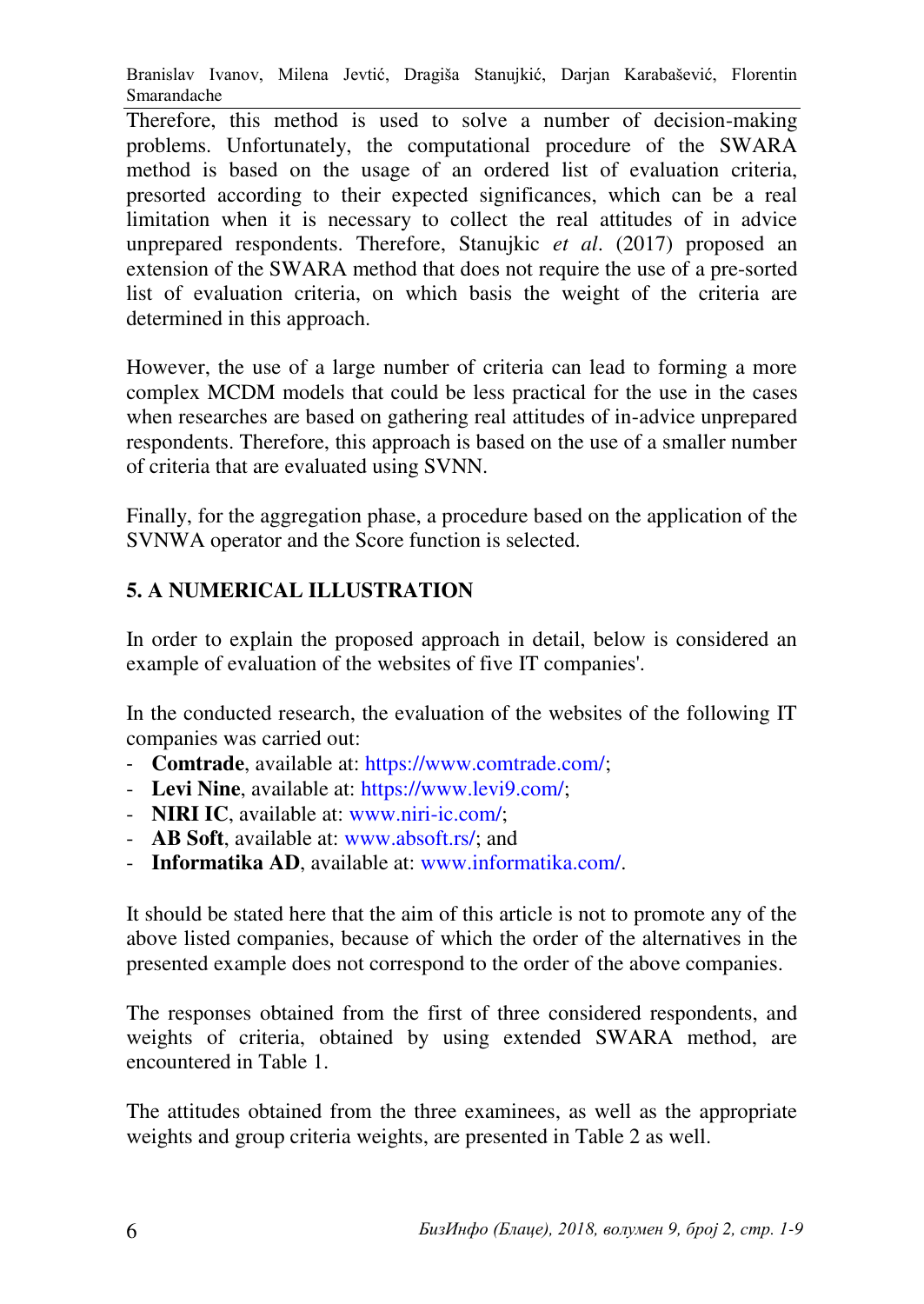Therefore, this method is used to solve a number of decision-making problems. Unfortunately, the computational procedure of the SWARA method is based on the usage of an ordered list of evaluation criteria, presorted according to their expected significances, which can be a real limitation when it is necessary to collect the real attitudes of in advice unprepared respondents. Therefore, Stanujkic *et al*. (2017) proposed an extension of the SWARA method that does not require the use of a pre-sorted list of evaluation criteria, on which basis the weight of the criteria are determined in this approach.

However, the use of a large number of criteria can lead to forming a more complex MCDM models that could be less practical for the use in the cases when researches are based on gathering real attitudes of in-advice unprepared respondents. Therefore, this approach is based on the use of a smaller number of criteria that are evaluated using SVNN.

Finally, for the aggregation phase, a procedure based on the application of the SVNWA operator and the Score function is selected.

## 5. A NUMERICAL ILLUSTRATION

In order to explain the proposed approach in detail, below is considered an example of evaluation of the websites of five IT companies'.

In the conducted research, the evaluation of the websites of the following IT companies was carried out:

- **Comtrade**, available at: https://www.comtrade.com/;
- **Levi Nine**, available at: https://www.levi9.com/;
- **NIRI IC**, available at: www.niri-ic.com/;
- **AB Soft**, available at: www.absoft.rs/; and
- **Informatika AD**, available at: www.informatika.com/.

It should be stated here that the aim of this article is not to promote any of the above listed companies, because of which the order of the alternatives in the presented example does not correspond to the order of the above companies.

The responses obtained from the first of three considered respondents, and weights of criteria, obtained by using extended SWARA method, are encountered in Table 1.

The attitudes obtained from the three examinees, as well as the appropriate weights and group criteria weights, are presented in Table 2 as well.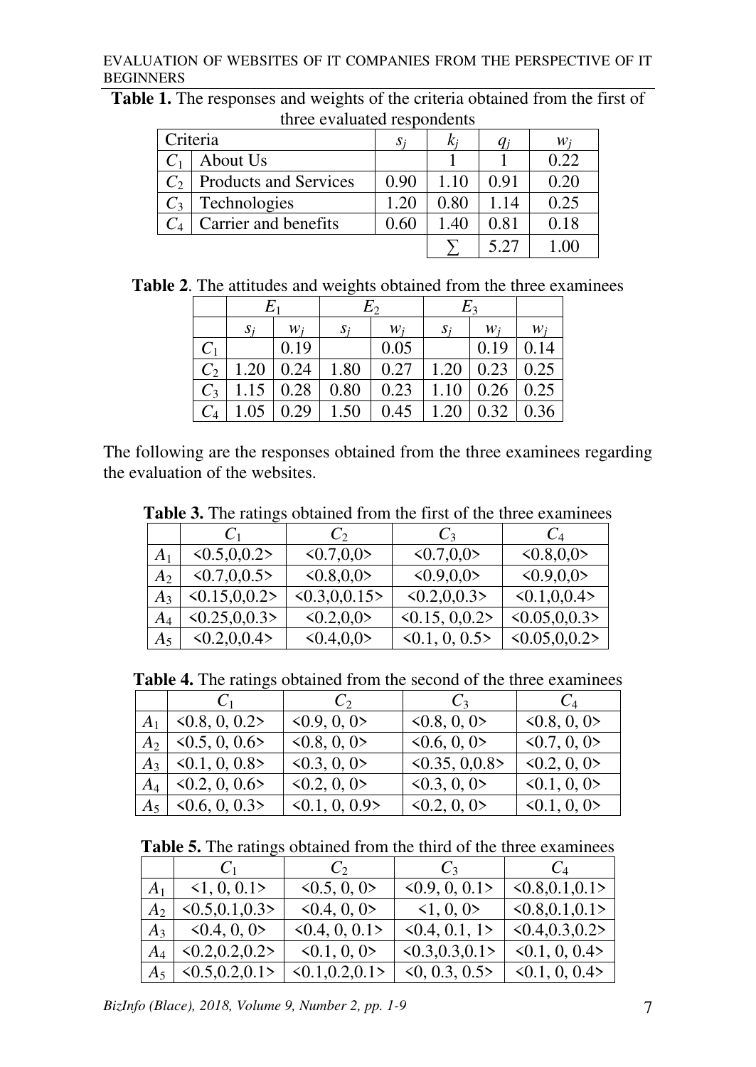**Table 1.** The responses and weights of the criteria obtained from the first of three evaluated respondents

| Criteria | | $s_j$ | $k_j$ | $q_j$ | $w_j$ |
|---|---|---|---|---|---|
| $C_1$ | About Us | | 1 | 1 | 0.22 |
| $C_2$ | Products and Services | 0.90 | 1.10 | 0.91 | 0.20 |
| $C_3$ | Technologies | 1.20 | 0.80 | 1.14 | 0.25 |
| $C_4$ | Carrier and benefits | 0.60 | 1.40 | 0.81 | 0.18 |
| | | | $\sum$ | 5.27 | 1.00 |

**Table 2**. The attitudes and weights obtained from the three examinees

| | $E_1$ | | $E_2$ | | $E_3$ | | |
|---|---|---|---|---|---|---|---|
| | $s_j$ | $w_j$ | $s_j$ | $w_j$ | $s_j$ | $w_j$ | $w_j$ |
| $C_1$ | | 0.19 | | 0.05 | | 0.19 | 0.14 |
| $C_2$ | 1.20 | 0.24 | 1.80 | 0.27 | 1.20 | 0.23 | 0.25 |
| $C_3$ | 1.15 | 0.28 | 0.80 | 0.23 | 1.10 | 0.26 | 0.25 |
| $C_4$ | 1.05 | 0.29 | 1.50 | 0.45 | 1.20 | 0.32 | 0.36 |

The following are the responses obtained from the three examinees regarding the evaluation of the websites.

**Table 3.** The ratings obtained from the first of the three examinees

| | $C_1$ | $C_2$ | $C_3$ | $C_4$ |
|---|---|---|---|---|
| $A_1$ | <0.5,0,0.2> | <0.7,0,0> | <0.7,0,0> | <0.8,0,0> |
| $A_2$ | <0.7,0,0.5> | <0.8,0,0> | <0.9,0,0> | <0.9,0,0> |
| $A_3$ | <0.15,0,0.2> | <0.3,0,0.15> | <0.2,0,0.3> | <0.1,0,0.4> |
| $A_4$ | <0.25,0,0.3> | <0.2,0,0> | <0.15, 0,0.2> | <0.05,0,0.3> |
| $A_5$ | <0.2,0,0.4> | <0.4,0,0> | <0.1, 0, 0.5> | <0.05,0,0.2> |

**Table 4.** The ratings obtained from the second of the three examinees

| | $C_1$ | $C_2$ | $C_3$ | $C_4$ |
|---|---|---|---|---|
| $A_1$ | <0.8, 0, 0.2> | <0.9, 0, 0> | <0.8, 0, 0> | <0.8, 0, 0> |
| $A_2$ | <0.5, 0, 0.6> | <0.8, 0, 0> | <0.6, 0, 0> | <0.7, 0, 0> |
| $A_3$ | <0.1, 0, 0.8> | <0.3, 0, 0> | <0.35, 0,0.8> | <0.2, 0, 0> |
| $A_4$ | <0.2, 0, 0.6> | <0.2, 0, 0> | <0.3, 0, 0> | <0.1, 0, 0> |
| $A_5$ | <0.6, 0, 0.3> | <0.1, 0, 0.9> | <0.2, 0, 0> | <0.1, 0, 0> |

**Table 5.** The ratings obtained from the third of the three examinees

| | $C_1$ | $C_2$ | $C_3$ | $C_4$ |
|---|---|---|---|---|
| $A_1$ | <1, 0, 0.1> | <0.5, 0, 0> | <0.9, 0, 0.1> | <0.8,0.1,0.1> |
| $A_2$ | <0.5,0.1,0.3> | <0.4, 0, 0> | <1, 0, 0> | <0.8,0.1,0.1> |
| $A_3$ | <0.4, 0, 0> | <0.4, 0, 0.1> | <0.4, 0.1, 1> | <0.4,0.3,0.2> |
| $A_4$ | <0.2,0.2,0.2> | <0.1, 0, 0> | <0.3,0.3,0.1> | <0.1, 0, 0.4> |
| $A_5$ | <0.5,0.2,0.1> | <0.1,0.2,0.1> | <0, 0.3, 0.5> | <0.1, 0, 0.4> |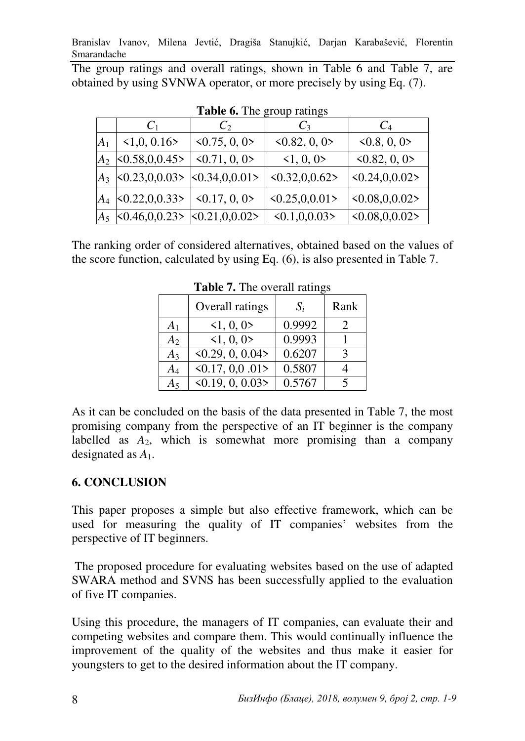The group ratings and overall ratings, shown in Table 6 and Table 7, are obtained by using SVNWA operator, or more precisely by using Eq. (7).

**Table 6.** The group ratings

| | $C_1$ | $C_2$ | $C_3$ | $C_4$ |
|---|---|---|---|---|
| $A_1$ | <1,0, 0.16> | <0.75, 0, 0> | <0.82, 0, 0> | <0.8, 0, 0> |
| $A_2$ | <0.58,0,0.45> | <0.71, 0, 0> | <1, 0, 0> | <0.82, 0, 0> |
| $A_3$ | <0.23,0,0.03> | <0.34,0,0.01> | <0.32,0,0.62> | <0.24,0,0.02> |
| $A_4$ | <0.22,0,0.33> | <0.17, 0, 0> | <0.25,0,0.01> | <0.08,0,0.02> |
| $A_5$ | <0.46,0,0.23> | <0.21,0,0.02> | <0.1,0,0.03> | <0.08,0,0.02> |

The ranking order of considered alternatives, obtained based on the values of the score function, calculated by using Eq. (6), is also presented in Table 7.

**Table 7.** The overall ratings

| | Overall ratings | $S_i$ | Rank |
|---|---|---|---|
| $A_1$ | <1, 0, 0> | 0.9992 | 2 |
| $A_2$ | <1, 0, 0> | 0.9993 | 1 |
| $A_3$ | <0.29, 0, 0.04> | 0.6207 | 3 |
| $A_4$ | <0.17, 0,0 .01> | 0.5807 | 4 |
| $A_5$ | <0.19, 0, 0.03> | 0.5767 | 5 |

As it can be concluded on the basis of the data presented in Table 7, the most promising company from the perspective of an IT beginner is the company labelled as $A_2$, which is somewhat more promising than a company designated as $A_1$.

## 6. CONCLUSION

This paper proposes a simple but also effective framework, which can be used for measuring the quality of IT companies' websites from the perspective of IT beginners.

The proposed procedure for evaluating websites based on the use of adapted SWARA method and SVNS has been successfully applied to the evaluation of five IT companies.

Using this procedure, the managers of IT companies, can evaluate their and competing websites and compare them. This would continually influence the improvement of the quality of the websites and thus make it easier for youngsters to get to the desired information about the IT company.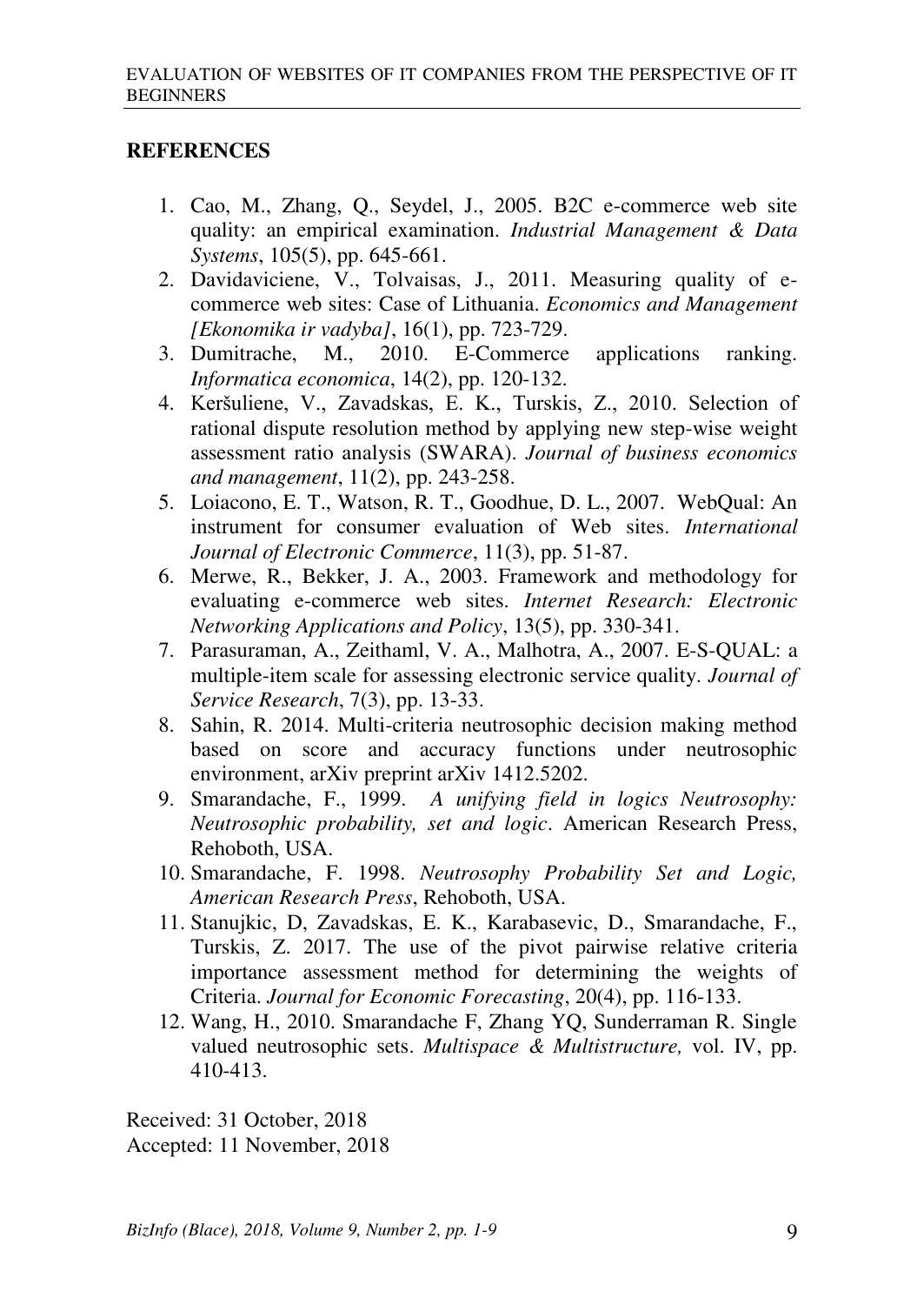**REFERENCES**

1. Cao, M., Zhang, Q., Seydel, J., 2005. B2C e-commerce web site quality: an empirical examination. *Industrial Management & Data Systems*, 105(5), pp. 645-661.
2. Davidaviciene, V., Tolvaisas, J., 2011. Measuring quality of e-commerce web sites: Case of Lithuania. *Economics and Management [Ekonomika ir vadyba]*, 16(1), pp. 723-729.
3. Dumitrache, M., 2010. E-Commerce applications ranking. *Informatica economica*, 14(2), pp. 120-132.
4. Keršuliene, V., Zavadskas, E. K., Turskis, Z., 2010. Selection of rational dispute resolution method by applying new step-wise weight assessment ratio analysis (SWARA). *Journal of business economics and management*, 11(2), pp. 243-258.
5. Loiacono, E. T., Watson, R. T., Goodhue, D. L., 2007. WebQual: An instrument for consumer evaluation of Web sites. *International Journal of Electronic Commerce*, 11(3), pp. 51-87.
6. Merwe, R., Bekker, J. A., 2003. Framework and methodology for evaluating e-commerce web sites. *Internet Research: Electronic Networking Applications and Policy*, 13(5), pp. 330-341.
7. Parasuraman, A., Zeithaml, V. A., Malhotra, A., 2007. E-S-QUAL: a multiple-item scale for assessing electronic service quality. *Journal of Service Research*, 7(3), pp. 13-33.
8. Sahin, R. 2014. Multi-criteria neutrosophic decision making method based on score and accuracy functions under neutrosophic environment, arXiv preprint arXiv 1412.5202.
9. Smarandache, F., 1999. *A unifying field in logics Neutrosophy: Neutrosophic probability, set and logic*. American Research Press, Rehoboth, USA.
10. Smarandache, F. 1998. *Neutrosophy Probability Set and Logic, American Research Press*, Rehoboth, USA.
11. Stanujkic, D, Zavadskas, E. K., Karabasevic, D., Smarandache, F., Turskis, Z. 2017. The use of the pivot pairwise relative criteria importance assessment method for determining the weights of Criteria. *Journal for Economic Forecasting*, 20(4), pp. 116-133.
12. Wang, H., 2010. Smarandache F, Zhang YQ, Sunderraman R. Single valued neutrosophic sets. *Multispace & Multistructure,* vol. IV, pp. 410-413.

Received: 31 October, 2018
Accepted: 11 November, 2018